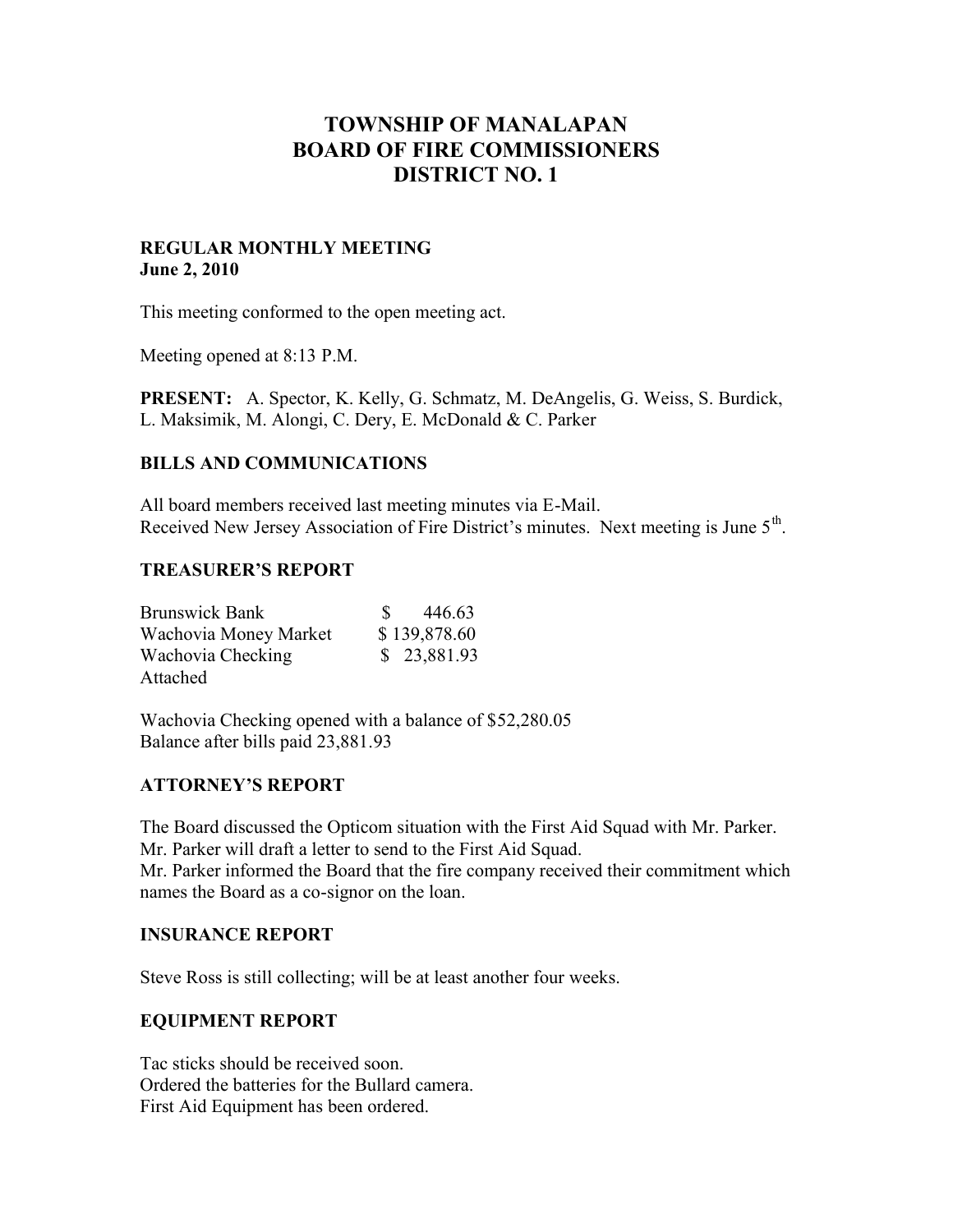# TOWNSHIP OF MANALAPAN
# BOARD OF FIRE COMMISSIONERS
# DISTRICT NO. 1

**REGULAR MONTHLY MEETING**
**June 2, 2010**

This meeting conformed to the open meeting act.

Meeting opened at 8:13 P.M.

**PRESENT:** A. Spector, K. Kelly, G. Schmatz, M. DeAngelis, G. Weiss, S. Burdick, L. Maksimik, M. Alongi, C. Dery, E. McDonald & C. Parker

## BILLS AND COMMUNICATIONS

All board members received last meeting minutes via E-Mail.
Received New Jersey Association of Fire District's minutes. Next meeting is June 5th.

## TREASURER'S REPORT

| | |
|---|---|
| Brunswick Bank | $ 446.63 |
| Wachovia Money Market | $ 139,878.60 |
| Wachovia Checking | $ 23,881.93 |
| Attached | |

Wachovia Checking opened with a balance of $52,280.05
Balance after bills paid 23,881.93

## ATTORNEY'S REPORT

The Board discussed the Opticom situation with the First Aid Squad with Mr. Parker.
Mr. Parker will draft a letter to send to the First Aid Squad.
Mr. Parker informed the Board that the fire company received their commitment which names the Board as a co-signor on the loan.

## INSURANCE REPORT

Steve Ross is still collecting; will be at least another four weeks.

## EQUIPMENT REPORT

Tac sticks should be received soon.
Ordered the batteries for the Bullard camera.
First Aid Equipment has been ordered.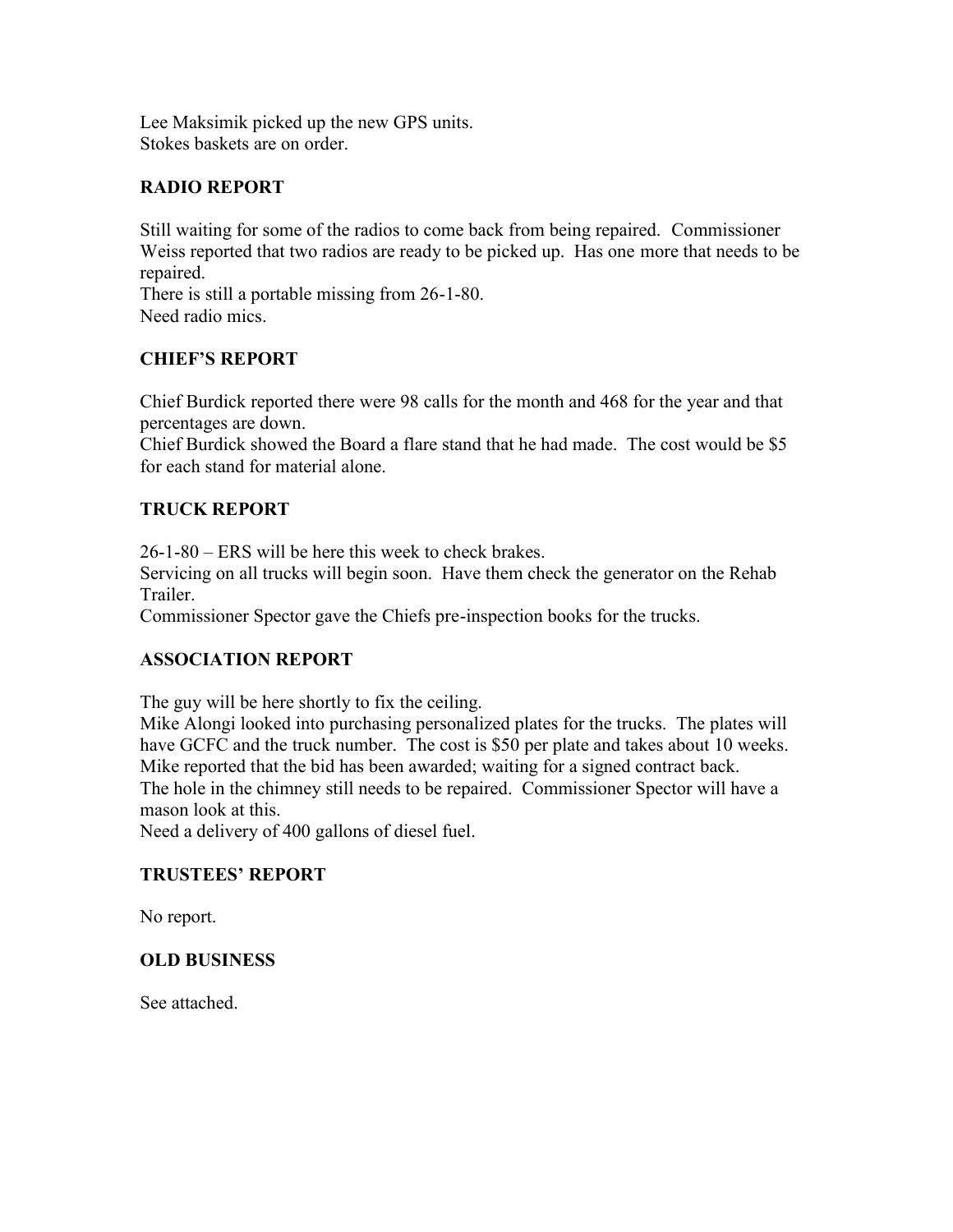Lee Maksimik picked up the new GPS units.
Stokes baskets are on order.

## RADIO REPORT

Still waiting for some of the radios to come back from being repaired. Commissioner Weiss reported that two radios are ready to be picked up. Has one more that needs to be repaired.
There is still a portable missing from 26-1-80.
Need radio mics.

## CHIEF'S REPORT

Chief Burdick reported there were 98 calls for the month and 468 for the year and that percentages are down.
Chief Burdick showed the Board a flare stand that he had made. The cost would be $5 for each stand for material alone.

## TRUCK REPORT

26-1-80 – ERS will be here this week to check brakes.
Servicing on all trucks will begin soon. Have them check the generator on the Rehab Trailer.
Commissioner Spector gave the Chiefs pre-inspection books for the trucks.

## ASSOCIATION REPORT

The guy will be here shortly to fix the ceiling.
Mike Alongi looked into purchasing personalized plates for the trucks. The plates will have GCFC and the truck number. The cost is $50 per plate and takes about 10 weeks.
Mike reported that the bid has been awarded; waiting for a signed contract back.
The hole in the chimney still needs to be repaired. Commissioner Spector will have a mason look at this.
Need a delivery of 400 gallons of diesel fuel.

## TRUSTEES' REPORT

No report.

## OLD BUSINESS

See attached.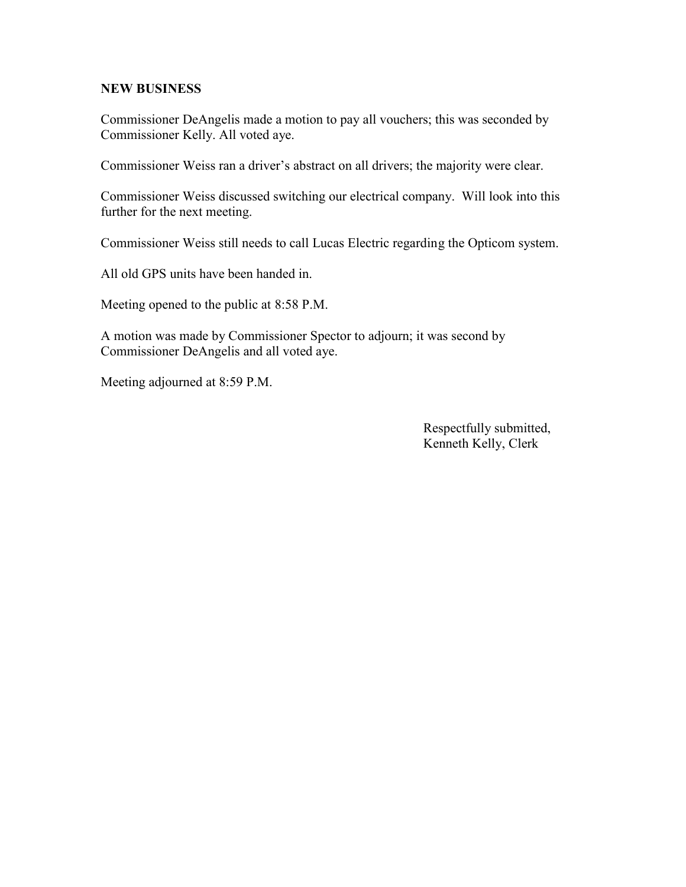**NEW BUSINESS**

Commissioner DeAngelis made a motion to pay all vouchers; this was seconded by Commissioner Kelly. All voted aye.

Commissioner Weiss ran a driver's abstract on all drivers; the majority were clear.

Commissioner Weiss discussed switching our electrical company. Will look into this further for the next meeting.

Commissioner Weiss still needs to call Lucas Electric regarding the Opticom system.

All old GPS units have been handed in.

Meeting opened to the public at 8:58 P.M.

A motion was made by Commissioner Spector to adjourn; it was second by Commissioner DeAngelis and all voted aye.

Meeting adjourned at 8:59 P.M.

Respectfully submitted,
Kenneth Kelly, Clerk